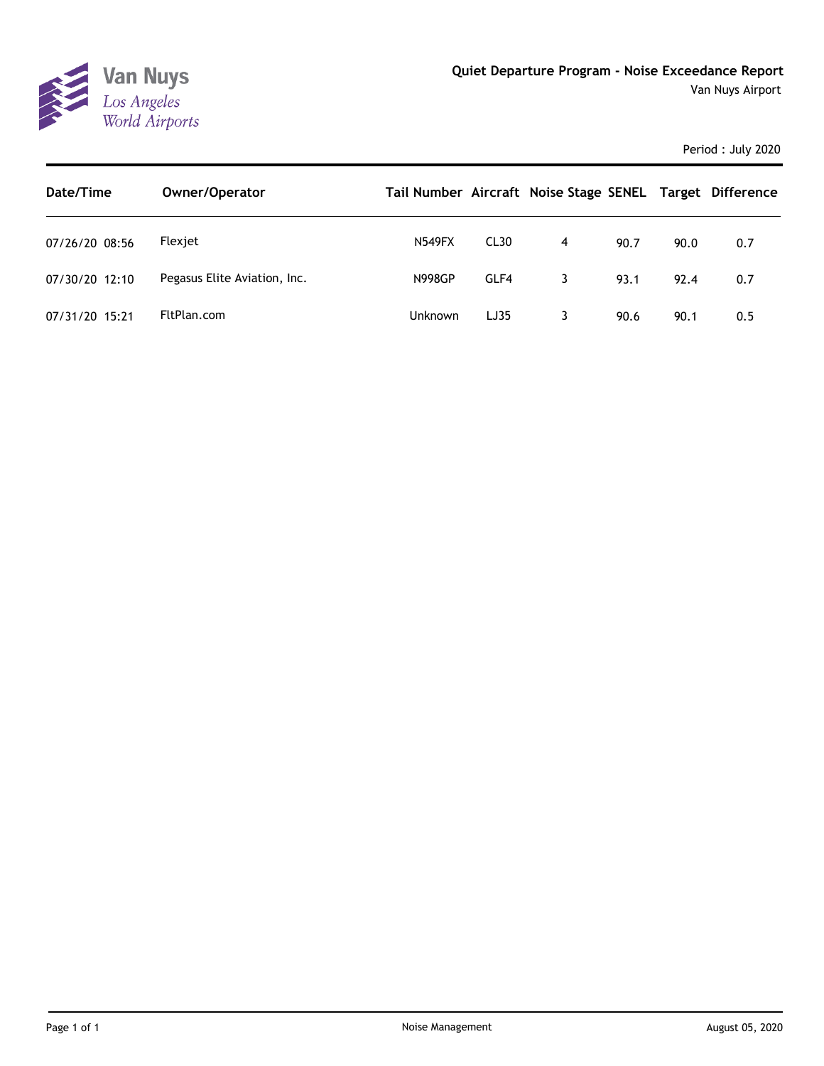Van Nuys
Los Angeles
World Airports

## Quiet Departure Program - Noise Exceedance Report

Van Nuys Airport

Period : July 2020

| Date/Time | Owner/Operator | Tail Number | Aircraft | Noise Stage | SENEL | Target | Difference |
|---|---|---|---|---|---|---|---|
| 07/26/20 08:56 | Flexjet | N549FX | CL30 | 4 | 90.7 | 90.0 | 0.7 |
| 07/30/20 12:10 | Pegasus Elite Aviation, Inc. | N998GP | GLF4 | 3 | 93.1 | 92.4 | 0.7 |
| 07/31/20 15:21 | FltPlan.com | Unknown | LJ35 | 3 | 90.6 | 90.1 | 0.5 |

Noise Management

August 05, 2020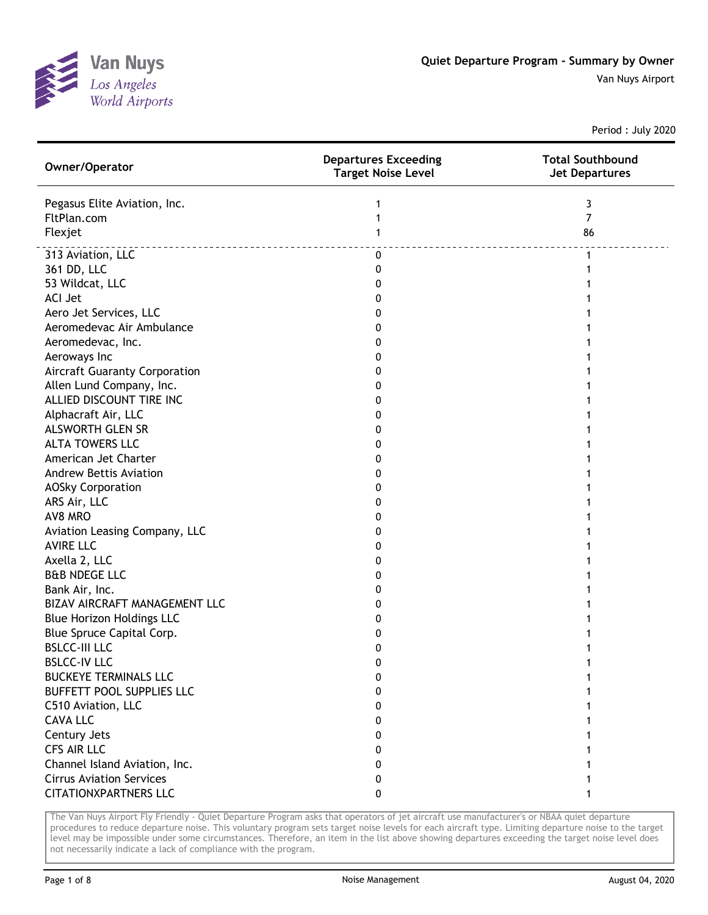# Quiet Departure Program - Summary by Owner

Van Nuys Airport

Period : July 2020

| Owner/Operator | Departures Exceeding Target Noise Level | Total Southbound Jet Departures |
|---|---|---|
| Pegasus Elite Aviation, Inc. | 1 | 3 |
| FltPlan.com | 1 | 7 |
| Flexjet | 1 | 86 |
| 313 Aviation, LLC | 0 | 1 |
| 361 DD, LLC | 0 | 1 |
| 53 Wildcat, LLC | 0 | 1 |
| ACI Jet | 0 | 1 |
| Aero Jet Services, LLC | 0 | 1 |
| Aeromedevac Air Ambulance | 0 | 1 |
| Aeromedevac, Inc. | 0 | 1 |
| Aeroways Inc | 0 | 1 |
| Aircraft Guaranty Corporation | 0 | 1 |
| Allen Lund Company, Inc. | 0 | 1 |
| ALLIED DISCOUNT TIRE INC | 0 | 1 |
| Alphacraft Air, LLC | 0 | 1 |
| ALSWORTH GLEN SR | 0 | 1 |
| ALTA TOWERS LLC | 0 | 1 |
| American Jet Charter | 0 | 1 |
| Andrew Bettis Aviation | 0 | 1 |
| AOSky Corporation | 0 | 1 |
| ARS Air, LLC | 0 | 1 |
| AV8 MRO | 0 | 1 |
| Aviation Leasing Company, LLC | 0 | 1 |
| AVIRE LLC | 0 | 1 |
| Axella 2, LLC | 0 | 1 |
| B&B NDEGE LLC | 0 | 1 |
| Bank Air, Inc. | 0 | 1 |
| BIZAV AIRCRAFT MANAGEMENT LLC | 0 | 1 |
| Blue Horizon Holdings LLC | 0 | 1 |
| Blue Spruce Capital Corp. | 0 | 1 |
| BSLCC-III LLC | 0 | 1 |
| BSLCC-IV LLC | 0 | 1 |
| BUCKEYE TERMINALS LLC | 0 | 1 |
| BUFFETT POOL SUPPLIES LLC | 0 | 1 |
| C510 Aviation, LLC | 0 | 1 |
| CAVA LLC | 0 | 1 |
| Century Jets | 0 | 1 |
| CFS AIR LLC | 0 | 1 |
| Channel Island Aviation, Inc. | 0 | 1 |
| Cirrus Aviation Services | 0 | 1 |
| CITATIONXPARTNERS LLC | 0 | 1 |

The Van Nuys Airport Fly Friendly - Quiet Departure Program asks that operators of jet aircraft use manufacturer's or NBAA quiet departure procedures to reduce departure noise. This voluntary program sets target noise levels for each aircraft type. Limiting departure noise to the target level may be impossible under some circumstances. Therefore, an item in the list above showing departures exceeding the target noise level does not necessarily indicate a lack of compliance with the program.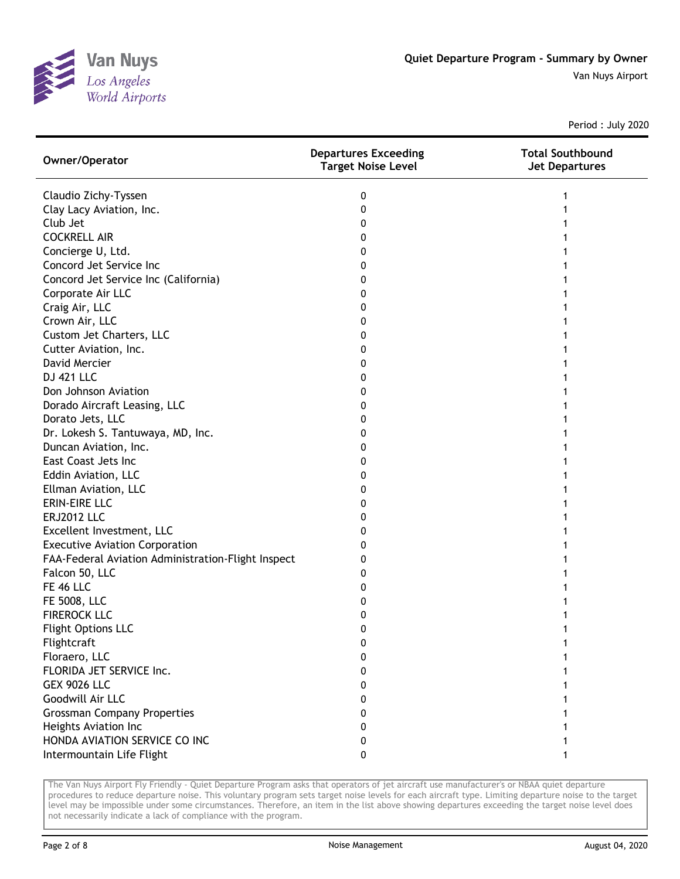Quiet Departure Program - Summary by Owner

Van Nuys Airport

Period : July 2020

| Owner/Operator | Departures Exceeding Target Noise Level | Total Southbound Jet Departures |
|---|---|---|
| Claudio Zichy-Tyssen | 0 | 1 |
| Clay Lacy Aviation, Inc. | 0 | 1 |
| Club Jet | 0 | 1 |
| COCKRELL AIR | 0 | 1 |
| Concierge U, Ltd. | 0 | 1 |
| Concord Jet Service Inc | 0 | 1 |
| Concord Jet Service Inc (California) | 0 | 1 |
| Corporate Air LLC | 0 | 1 |
| Craig Air, LLC | 0 | 1 |
| Crown Air, LLC | 0 | 1 |
| Custom Jet Charters, LLC | 0 | 1 |
| Cutter Aviation, Inc. | 0 | 1 |
| David Mercier | 0 | 1 |
| DJ 421 LLC | 0 | 1 |
| Don Johnson Aviation | 0 | 1 |
| Dorado Aircraft Leasing, LLC | 0 | 1 |
| Dorato Jets, LLC | 0 | 1 |
| Dr. Lokesh S. Tantuwaya, MD, Inc. | 0 | 1 |
| Duncan Aviation, Inc. | 0 | 1 |
| East Coast Jets Inc | 0 | 1 |
| Eddin Aviation, LLC | 0 | 1 |
| Ellman Aviation, LLC | 0 | 1 |
| ERIN-EIRE LLC | 0 | 1 |
| ERJ2012 LLC | 0 | 1 |
| Excellent Investment, LLC | 0 | 1 |
| Executive Aviation Corporation | 0 | 1 |
| FAA-Federal Aviation Administration-Flight Inspect | 0 | 1 |
| Falcon 50, LLC | 0 | 1 |
| FE 46 LLC | 0 | 1 |
| FE 5008, LLC | 0 | 1 |
| FIREROCK LLC | 0 | 1 |
| Flight Options LLC | 0 | 1 |
| Flightcraft | 0 | 1 |
| Floraero, LLC | 0 | 1 |
| FLORIDA JET SERVICE Inc. | 0 | 1 |
| GEX 9026 LLC | 0 | 1 |
| Goodwill Air LLC | 0 | 1 |
| Grossman Company Properties | 0 | 1 |
| Heights Aviation Inc | 0 | 1 |
| HONDA AVIATION SERVICE CO INC | 0 | 1 |
| Intermountain Life Flight | 0 | 1 |

The Van Nuys Airport Fly Friendly - Quiet Departure Program asks that operators of jet aircraft use manufacturer's or NBAA quiet departure procedures to reduce departure noise. This voluntary program sets target noise levels for each aircraft type. Limiting departure noise to the target level may be impossible under some circumstances. Therefore, an item in the list above showing departures exceeding the target noise level does not necessarily indicate a lack of compliance with the program.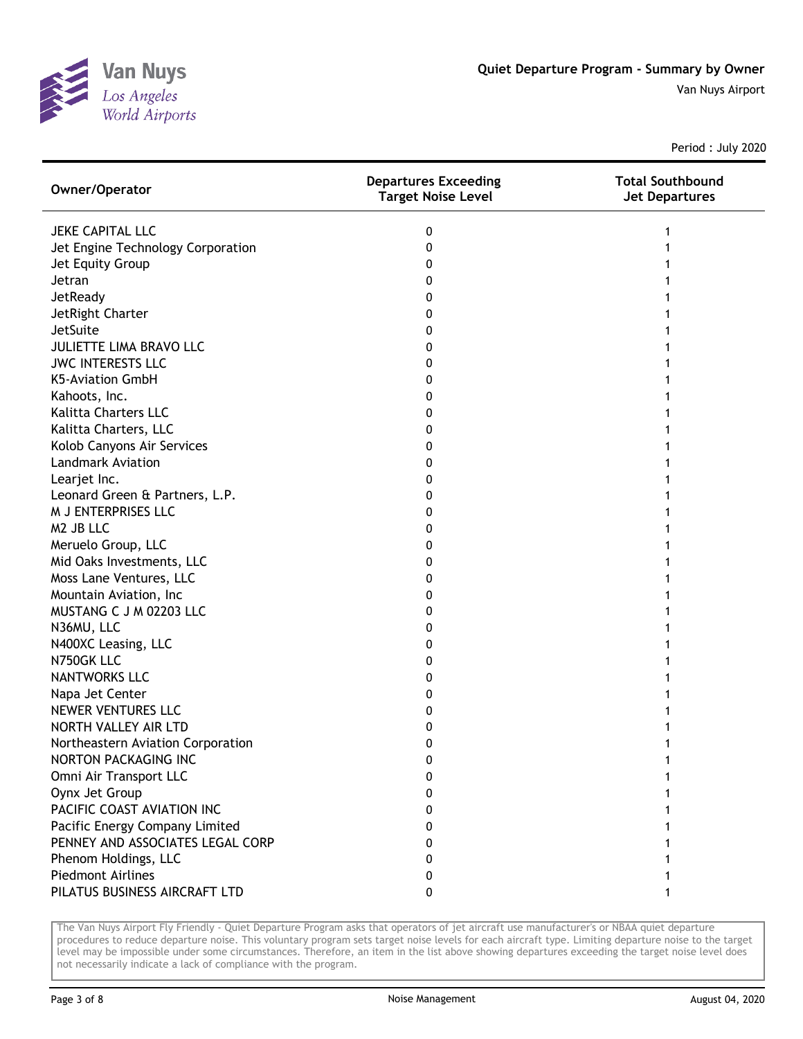# Quiet Departure Program - Summary by Owner

Van Nuys Airport

Period : July 2020

| Owner/Operator | Departures Exceeding Target Noise Level | Total Southbound Jet Departures |
|---|---|---|
| JEKE CAPITAL LLC | 0 | 1 |
| Jet Engine Technology Corporation | 0 | 1 |
| Jet Equity Group | 0 | 1 |
| Jetran | 0 | 1 |
| JetReady | 0 | 1 |
| JetRight Charter | 0 | 1 |
| JetSuite | 0 | 1 |
| JULIETTE LIMA BRAVO LLC | 0 | 1 |
| JWC INTERESTS LLC | 0 | 1 |
| K5-Aviation GmbH | 0 | 1 |
| Kahoots, Inc. | 0 | 1 |
| Kalitta Charters LLC | 0 | 1 |
| Kalitta Charters, LLC | 0 | 1 |
| Kolob Canyons Air Services | 0 | 1 |
| Landmark Aviation | 0 | 1 |
| Learjet Inc. | 0 | 1 |
| Leonard Green & Partners, L.P. | 0 | 1 |
| M J ENTERPRISES LLC | 0 | 1 |
| M2 JB LLC | 0 | 1 |
| Meruelo Group, LLC | 0 | 1 |
| Mid Oaks Investments, LLC | 0 | 1 |
| Moss Lane Ventures, LLC | 0 | 1 |
| Mountain Aviation, Inc | 0 | 1 |
| MUSTANG C J M 02203 LLC | 0 | 1 |
| N36MU, LLC | 0 | 1 |
| N400XC Leasing, LLC | 0 | 1 |
| N750GK LLC | 0 | 1 |
| NANTWORKS LLC | 0 | 1 |
| Napa Jet Center | 0 | 1 |
| NEWER VENTURES LLC | 0 | 1 |
| NORTH VALLEY AIR LTD | 0 | 1 |
| Northeastern Aviation Corporation | 0 | 1 |
| NORTON PACKAGING INC | 0 | 1 |
| Omni Air Transport LLC | 0 | 1 |
| Oynx Jet Group | 0 | 1 |
| PACIFIC COAST AVIATION INC | 0 | 1 |
| Pacific Energy Company Limited | 0 | 1 |
| PENNEY AND ASSOCIATES LEGAL CORP | 0 | 1 |
| Phenom Holdings, LLC | 0 | 1 |
| Piedmont Airlines | 0 | 1 |
| PILATUS BUSINESS AIRCRAFT LTD | 0 | 1 |

The Van Nuys Airport Fly Friendly - Quiet Departure Program asks that operators of jet aircraft use manufacturer's or NBAA quiet departure procedures to reduce departure noise. This voluntary program sets target noise levels for each aircraft type. Limiting departure noise to the target level may be impossible under some circumstances. Therefore, an item in the list above showing departures exceeding the target noise level does not necessarily indicate a lack of compliance with the program.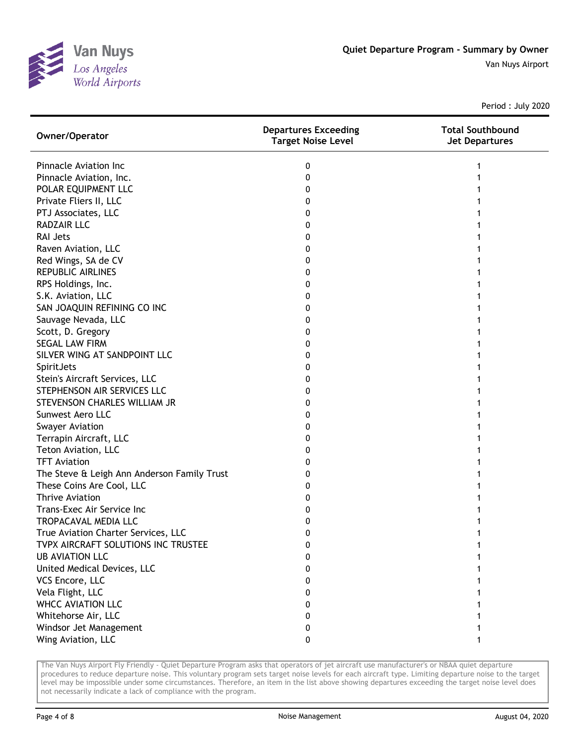Quiet Departure Program - Summary by Owner

Van Nuys Airport

Period : July 2020

| Owner/Operator | Departures Exceeding Target Noise Level | Total Southbound Jet Departures |
|---|---|---|
| Pinnacle Aviation Inc | 0 | 1 |
| Pinnacle Aviation, Inc. | 0 | 1 |
| POLAR EQUIPMENT LLC | 0 | 1 |
| Private Fliers II, LLC | 0 | 1 |
| PTJ Associates, LLC | 0 | 1 |
| RADZAIR LLC | 0 | 1 |
| RAI Jets | 0 | 1 |
| Raven Aviation, LLC | 0 | 1 |
| Red Wings, SA de CV | 0 | 1 |
| REPUBLIC AIRLINES | 0 | 1 |
| RPS Holdings, Inc. | 0 | 1 |
| S.K. Aviation, LLC | 0 | 1 |
| SAN JOAQUIN REFINING CO INC | 0 | 1 |
| Sauvage Nevada, LLC | 0 | 1 |
| Scott, D. Gregory | 0 | 1 |
| SEGAL LAW FIRM | 0 | 1 |
| SILVER WING AT SANDPOINT LLC | 0 | 1 |
| SpiritJets | 0 | 1 |
| Stein's Aircraft Services, LLC | 0 | 1 |
| STEPHENSON AIR SERVICES LLC | 0 | 1 |
| STEVENSON CHARLES WILLIAM JR | 0 | 1 |
| Sunwest Aero LLC | 0 | 1 |
| Swayer Aviation | 0 | 1 |
| Terrapin Aircraft, LLC | 0 | 1 |
| Teton Aviation, LLC | 0 | 1 |
| TFT Aviation | 0 | 1 |
| The Steve & Leigh Ann Anderson Family Trust | 0 | 1 |
| These Coins Are Cool, LLC | 0 | 1 |
| Thrive Aviation | 0 | 1 |
| Trans-Exec Air Service Inc | 0 | 1 |
| TROPACAVAL MEDIA LLC | 0 | 1 |
| True Aviation Charter Services, LLC | 0 | 1 |
| TVPX AIRCRAFT SOLUTIONS INC TRUSTEE | 0 | 1 |
| UB AVIATION LLC | 0 | 1 |
| United Medical Devices, LLC | 0 | 1 |
| VCS Encore, LLC | 0 | 1 |
| Vela Flight, LLC | 0 | 1 |
| WHCC AVIATION LLC | 0 | 1 |
| Whitehorse Air, LLC | 0 | 1 |
| Windsor Jet Management | 0 | 1 |
| Wing Aviation, LLC | 0 | 1 |

The Van Nuys Airport Fly Friendly - Quiet Departure Program asks that operators of jet aircraft use manufacturer's or NBAA quiet departure procedures to reduce departure noise. This voluntary program sets target noise levels for each aircraft type. Limiting departure noise to the target level may be impossible under some circumstances. Therefore, an item in the list above showing departures exceeding the target noise level does not necessarily indicate a lack of compliance with the program.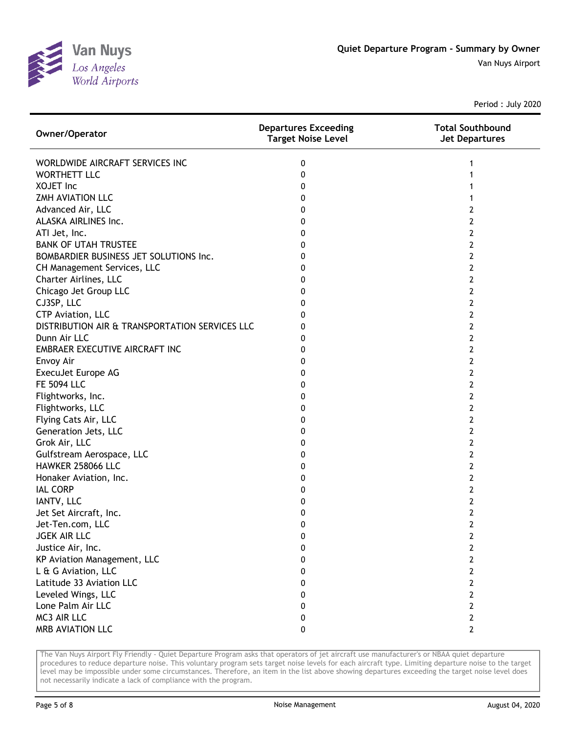# Quiet Departure Program - Summary by Owner

Van Nuys Airport

Period : July 2020

| Owner/Operator | Departures Exceeding Target Noise Level | Total Southbound Jet Departures |
|---|---|---|
| WORLDWIDE AIRCRAFT SERVICES INC | 0 | 1 |
| WORTHETT LLC | 0 | 1 |
| XOJET Inc | 0 | 1 |
| ZMH AVIATION LLC | 0 | 1 |
| Advanced Air, LLC | 0 | 2 |
| ALASKA AIRLINES Inc. | 0 | 2 |
| ATI Jet, Inc. | 0 | 2 |
| BANK OF UTAH TRUSTEE | 0 | 2 |
| BOMBARDIER BUSINESS JET SOLUTIONS Inc. | 0 | 2 |
| CH Management Services, LLC | 0 | 2 |
| Charter Airlines, LLC | 0 | 2 |
| Chicago Jet Group LLC | 0 | 2 |
| CJ3SP, LLC | 0 | 2 |
| CTP Aviation, LLC | 0 | 2 |
| DISTRIBUTION AIR & TRANSPORTATION SERVICES LLC | 0 | 2 |
| Dunn Air LLC | 0 | 2 |
| EMBRAER EXECUTIVE AIRCRAFT INC | 0 | 2 |
| Envoy Air | 0 | 2 |
| ExecuJet Europe AG | 0 | 2 |
| FE 5094 LLC | 0 | 2 |
| Flightworks, Inc. | 0 | 2 |
| Flightworks, LLC | 0 | 2 |
| Flying Cats Air, LLC | 0 | 2 |
| Generation Jets, LLC | 0 | 2 |
| Grok Air, LLC | 0 | 2 |
| Gulfstream Aerospace, LLC | 0 | 2 |
| HAWKER 258066 LLC | 0 | 2 |
| Honaker Aviation, Inc. | 0 | 2 |
| IAL CORP | 0 | 2 |
| IANTV, LLC | 0 | 2 |
| Jet Set Aircraft, Inc. | 0 | 2 |
| Jet-Ten.com, LLC | 0 | 2 |
| JGEK AIR LLC | 0 | 2 |
| Justice Air, Inc. | 0 | 2 |
| KP Aviation Management, LLC | 0 | 2 |
| L & G Aviation, LLC | 0 | 2 |
| Latitude 33 Aviation LLC | 0 | 2 |
| Leveled Wings, LLC | 0 | 2 |
| Lone Palm Air LLC | 0 | 2 |
| MC3 AIR LLC | 0 | 2 |
| MRB AVIATION LLC | 0 | 2 |

The Van Nuys Airport Fly Friendly - Quiet Departure Program asks that operators of jet aircraft use manufacturer's or NBAA quiet departure procedures to reduce departure noise. This voluntary program sets target noise levels for each aircraft type. Limiting departure noise to the target level may be impossible under some circumstances. Therefore, an item in the list above showing departures exceeding the target noise level does not necessarily indicate a lack of compliance with the program.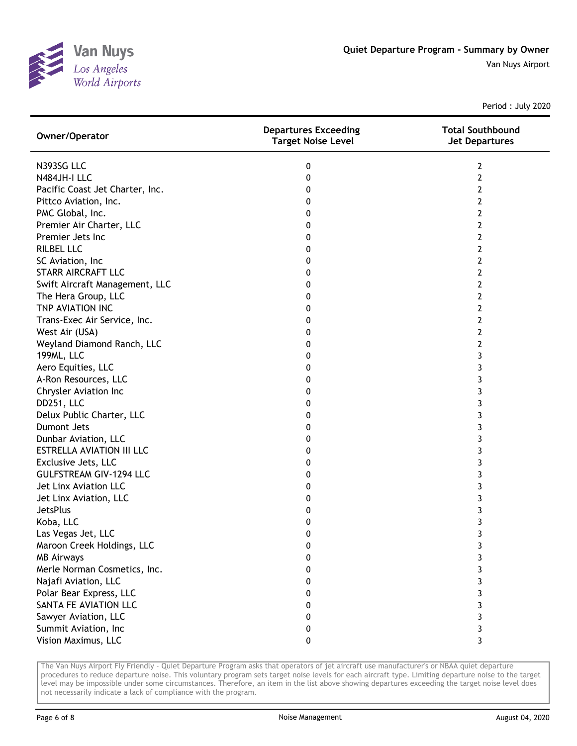# Quiet Departure Program - Summary by Owner

Van Nuys Airport

Period : July 2020

| Owner/Operator | Departures Exceeding Target Noise Level | Total Southbound Jet Departures |
|---|---|---|
| N393SG LLC | 0 | 2 |
| N484JH-I LLC | 0 | 2 |
| Pacific Coast Jet Charter, Inc. | 0 | 2 |
| Pittco Aviation, Inc. | 0 | 2 |
| PMC Global, Inc. | 0 | 2 |
| Premier Air Charter, LLC | 0 | 2 |
| Premier Jets Inc | 0 | 2 |
| RILBEL LLC | 0 | 2 |
| SC Aviation, Inc | 0 | 2 |
| STARR AIRCRAFT LLC | 0 | 2 |
| Swift Aircraft Management, LLC | 0 | 2 |
| The Hera Group, LLC | 0 | 2 |
| TNP AVIATION INC | 0 | 2 |
| Trans-Exec Air Service, Inc. | 0 | 2 |
| West Air (USA) | 0 | 2 |
| Weyland Diamond Ranch, LLC | 0 | 2 |
| 199ML, LLC | 0 | 3 |
| Aero Equities, LLC | 0 | 3 |
| A-Ron Resources, LLC | 0 | 3 |
| Chrysler Aviation Inc | 0 | 3 |
| DD251, LLC | 0 | 3 |
| Delux Public Charter, LLC | 0 | 3 |
| Dumont Jets | 0 | 3 |
| Dunbar Aviation, LLC | 0 | 3 |
| ESTRELLA AVIATION III LLC | 0 | 3 |
| Exclusive Jets, LLC | 0 | 3 |
| GULFSTREAM GIV-1294 LLC | 0 | 3 |
| Jet Linx Aviation LLC | 0 | 3 |
| Jet Linx Aviation, LLC | 0 | 3 |
| JetsPlus | 0 | 3 |
| Koba, LLC | 0 | 3 |
| Las Vegas Jet, LLC | 0 | 3 |
| Maroon Creek Holdings, LLC | 0 | 3 |
| MB Airways | 0 | 3 |
| Merle Norman Cosmetics, Inc. | 0 | 3 |
| Najafi Aviation, LLC | 0 | 3 |
| Polar Bear Express, LLC | 0 | 3 |
| SANTA FE AVIATION LLC | 0 | 3 |
| Sawyer Aviation, LLC | 0 | 3 |
| Summit Aviation, Inc | 0 | 3 |
| Vision Maximus, LLC | 0 | 3 |

The Van Nuys Airport Fly Friendly - Quiet Departure Program asks that operators of jet aircraft use manufacturer's or NBAA quiet departure procedures to reduce departure noise. This voluntary program sets target noise levels for each aircraft type. Limiting departure noise to the target level may be impossible under some circumstances. Therefore, an item in the list above showing departures exceeding the target noise level does not necessarily indicate a lack of compliance with the program.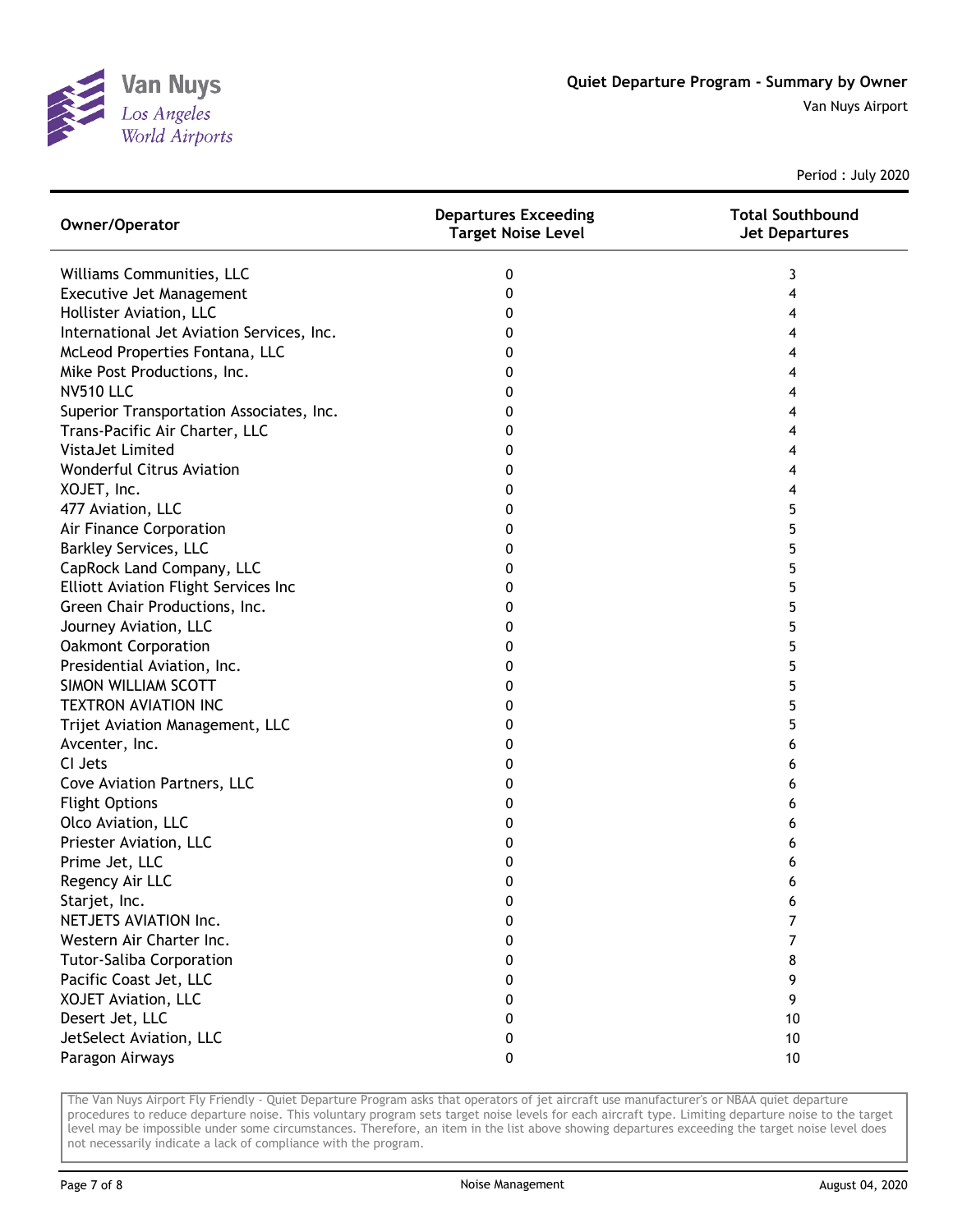Van Nuys
Los Angeles
World Airports

**Quiet Departure Program - Summary by Owner**

Van Nuys Airport

Period : July 2020

| Owner/Operator | Departures Exceeding Target Noise Level | Total Southbound Jet Departures |
|---|---|---|
| Williams Communities, LLC | 0 | 3 |
| Executive Jet Management | 0 | 4 |
| Hollister Aviation, LLC | 0 | 4 |
| International Jet Aviation Services, Inc. | 0 | 4 |
| McLeod Properties Fontana, LLC | 0 | 4 |
| Mike Post Productions, Inc. | 0 | 4 |
| NV510 LLC | 0 | 4 |
| Superior Transportation Associates, Inc. | 0 | 4 |
| Trans-Pacific Air Charter, LLC | 0 | 4 |
| VistaJet Limited | 0 | 4 |
| Wonderful Citrus Aviation | 0 | 4 |
| XOJET, Inc. | 0 | 4 |
| 477 Aviation, LLC | 0 | 5 |
| Air Finance Corporation | 0 | 5 |
| Barkley Services, LLC | 0 | 5 |
| CapRock Land Company, LLC | 0 | 5 |
| Elliott Aviation Flight Services Inc | 0 | 5 |
| Green Chair Productions, Inc. | 0 | 5 |
| Journey Aviation, LLC | 0 | 5 |
| Oakmont Corporation | 0 | 5 |
| Presidential Aviation, Inc. | 0 | 5 |
| SIMON WILLIAM SCOTT | 0 | 5 |
| TEXTRON AVIATION INC | 0 | 5 |
| Trijet Aviation Management, LLC | 0 | 5 |
| Avcenter, Inc. | 0 | 6 |
| CI Jets | 0 | 6 |
| Cove Aviation Partners, LLC | 0 | 6 |
| Flight Options | 0 | 6 |
| Olco Aviation, LLC | 0 | 6 |
| Priester Aviation, LLC | 0 | 6 |
| Prime Jet, LLC | 0 | 6 |
| Regency Air LLC | 0 | 6 |
| Starjet, Inc. | 0 | 6 |
| NETJETS AVIATION Inc. | 0 | 7 |
| Western Air Charter Inc. | 0 | 7 |
| Tutor-Saliba Corporation | 0 | 8 |
| Pacific Coast Jet, LLC | 0 | 9 |
| XOJET Aviation, LLC | 0 | 9 |
| Desert Jet, LLC | 0 | 10 |
| JetSelect Aviation, LLC | 0 | 10 |
| Paragon Airways | 0 | 10 |

The Van Nuys Airport Fly Friendly - Quiet Departure Program asks that operators of jet aircraft use manufacturer's or NBAA quiet departure procedures to reduce departure noise. This voluntary program sets target noise levels for each aircraft type. Limiting departure noise to the target level may be impossible under some circumstances. Therefore, an item in the list above showing departures exceeding the target noise level does not necessarily indicate a lack of compliance with the program.

Noise Management

August 04, 2020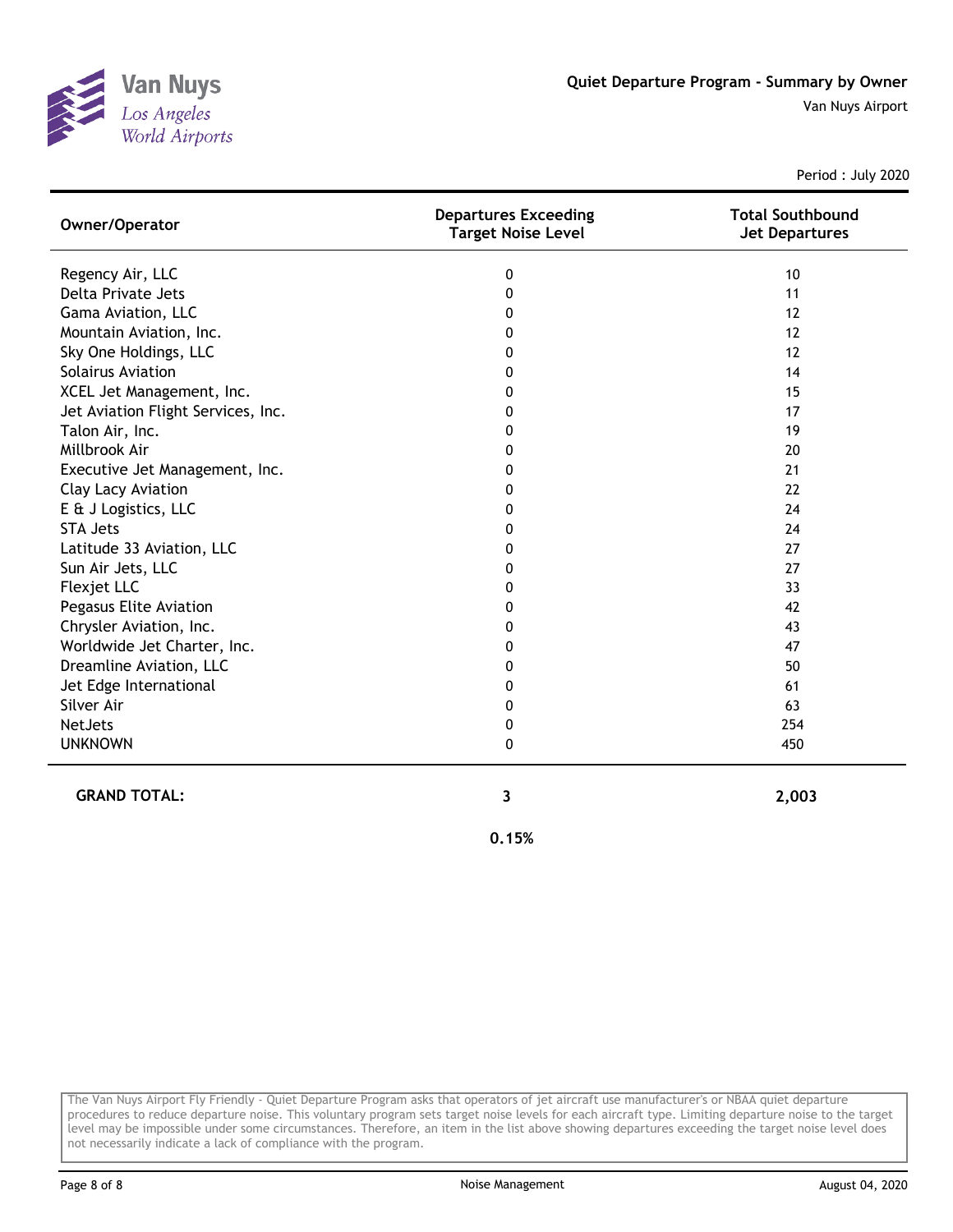Van Nuys
Los Angeles
World Airports

**Quiet Departure Program - Summary by Owner**

Van Nuys Airport

Period : July 2020

| Owner/Operator | Departures Exceeding Target Noise Level | Total Southbound Jet Departures |
|---|---|---|
| Regency Air, LLC | 0 | 10 |
| Delta Private Jets | 0 | 11 |
| Gama Aviation, LLC | 0 | 12 |
| Mountain Aviation, Inc. | 0 | 12 |
| Sky One Holdings, LLC | 0 | 12 |
| Solairus Aviation | 0 | 14 |
| XCEL Jet Management, Inc. | 0 | 15 |
| Jet Aviation Flight Services, Inc. | 0 | 17 |
| Talon Air, Inc. | 0 | 19 |
| Millbrook Air | 0 | 20 |
| Executive Jet Management, Inc. | 0 | 21 |
| Clay Lacy Aviation | 0 | 22 |
| E & J Logistics, LLC | 0 | 24 |
| STA Jets | 0 | 24 |
| Latitude 33 Aviation, LLC | 0 | 27 |
| Sun Air Jets, LLC | 0 | 27 |
| Flexjet LLC | 0 | 33 |
| Pegasus Elite Aviation | 0 | 42 |
| Chrysler Aviation, Inc. | 0 | 43 |
| Worldwide Jet Charter, Inc. | 0 | 47 |
| Dreamline Aviation, LLC | 0 | 50 |
| Jet Edge International | 0 | 61 |
| Silver Air | 0 | 63 |
| NetJets | 0 | 254 |
| UNKNOWN | 0 | 450 |
| **GRAND TOTAL:** | **3** | **2,003** |
| | **0.15%** | |

The Van Nuys Airport Fly Friendly - Quiet Departure Program asks that operators of jet aircraft use manufacturer's or NBAA quiet departure procedures to reduce departure noise. This voluntary program sets target noise levels for each aircraft type. Limiting departure noise to the target level may be impossible under some circumstances. Therefore, an item in the list above showing departures exceeding the target noise level does not necessarily indicate a lack of compliance with the program.

Noise Management

August 04, 2020